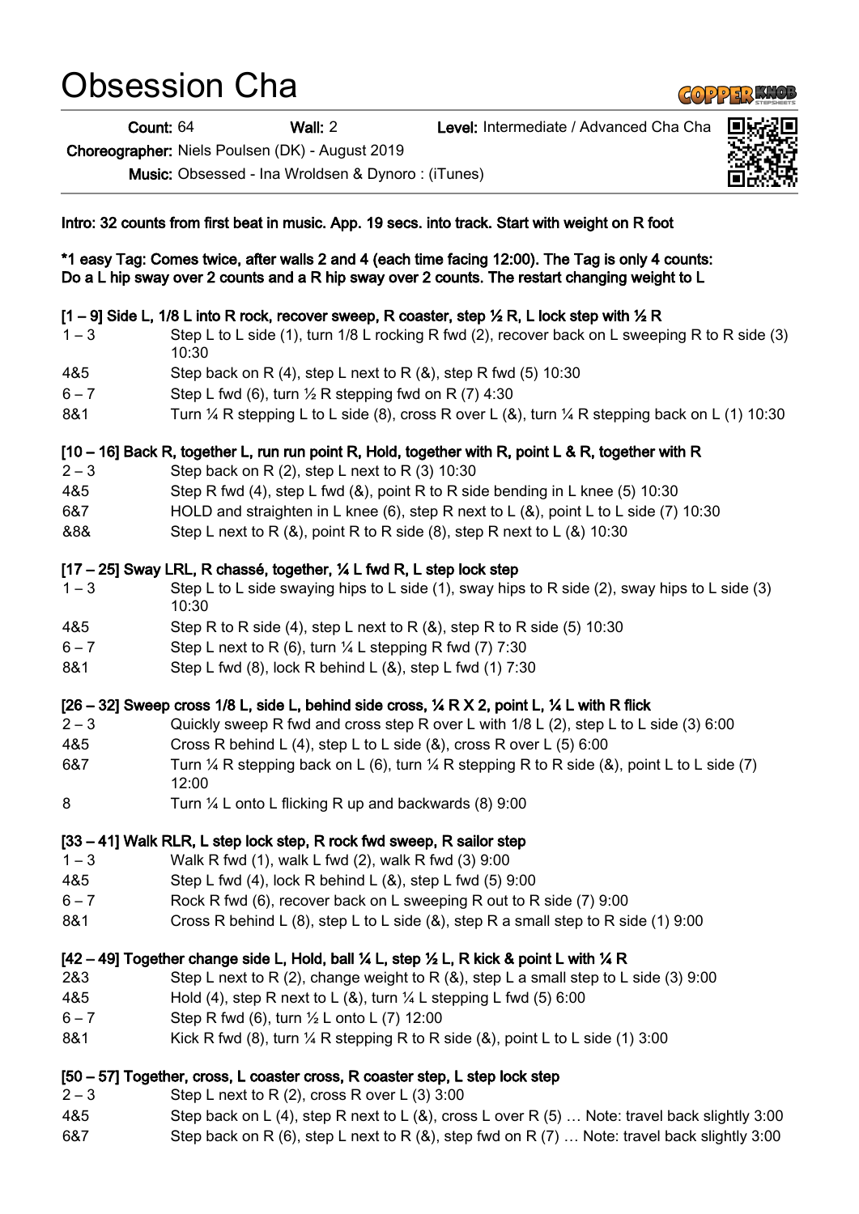# Obsession Cha

**Count:** 64 **Wall:** 2 **Level:** Intermediate / Advanced Cha Cha

**Choreographer:** Niels Poulsen (DK) - August 2019

**Music:** Obsessed - Ina Wroldsen & Dynoro : (iTunes)

**Intro: 32 counts from first beat in music. App. 19 secs. into track. Start with weight on R foot**

**\*1 easy Tag: Comes twice, after walls 2 and 4 (each time facing 12:00). The Tag is only 4 counts: Do a L hip sway over 2 counts and a R hip sway over 2 counts. The restart changing weight to L**

**[1 – 9] Side L, 1/8 L into R rock, recover sweep, R coaster, step ½ R, L lock step with ½ R**

| | |
|---|---|
| 1 – 3 | Step L to L side (1), turn 1/8 L rocking R fwd (2), recover back on L sweeping R to R side (3) 10:30 |
| 4&5 | Step back on R (4), step L next to R (&), step R fwd (5) 10:30 |
| 6 – 7 | Step L fwd (6), turn ½ R stepping fwd on R (7) 4:30 |
| 8&1 | Turn ¼ R stepping L to L side (8), cross R over L (&), turn ¼ R stepping back on L (1) 10:30 |

**[10 – 16] Back R, together L, run run point R, Hold, together with R, point L & R, together with R**

| | |
|---|---|
| 2 – 3 | Step back on R (2), step L next to R (3) 10:30 |
| 4&5 | Step R fwd (4), step L fwd (&), point R to R side bending in L knee (5) 10:30 |
| 6&7 | HOLD and straighten in L knee (6), step R next to L (&), point L to L side (7) 10:30 |
| &8& | Step L next to R (&), point R to R side (8), step R next to L (&) 10:30 |

**[17 – 25] Sway LRL, R chassé, together, ¼ L fwd R, L step lock step**

| | |
|---|---|
| 1 – 3 | Step L to L side swaying hips to L side (1), sway hips to R side (2), sway hips to L side (3) 10:30 |
| 4&5 | Step R to R side (4), step L next to R (&), step R to R side (5) 10:30 |
| 6 – 7 | Step L next to R (6), turn ¼ L stepping R fwd (7) 7:30 |
| 8&1 | Step L fwd (8), lock R behind L (&), step L fwd (1) 7:30 |

**[26 – 32] Sweep cross 1/8 L, side L, behind side cross, ¼ R X 2, point L, ¼ L with R flick**

| | |
|---|---|
| 2 – 3 | Quickly sweep R fwd and cross step R over L with 1/8 L (2), step L to L side (3) 6:00 |
| 4&5 | Cross R behind L (4), step L to L side (&), cross R over L (5) 6:00 |
| 6&7 | Turn ¼ R stepping back on L (6), turn ¼ R stepping R to R side (&), point L to L side (7) 12:00 |
| 8 | Turn ¼ L onto L flicking R up and backwards (8) 9:00 |

**[33 – 41] Walk RLR, L step lock step, R rock fwd sweep, R sailor step**

| | |
|---|---|
| 1 – 3 | Walk R fwd (1), walk L fwd (2), walk R fwd (3) 9:00 |
| 4&5 | Step L fwd (4), lock R behind L (&), step L fwd (5) 9:00 |
| 6 – 7 | Rock R fwd (6), recover back on L sweeping R out to R side (7) 9:00 |
| 8&1 | Cross R behind L (8), step L to L side (&), step R a small step to R side (1) 9:00 |

**[42 – 49] Together change side L, Hold, ball ¼ L, step ½ L, R kick & point L with ¼ R**

| | |
|---|---|
| 2&3 | Step L next to R (2), change weight to R (&), step L a small step to L side (3) 9:00 |
| 4&5 | Hold (4), step R next to L (&), turn ¼ L stepping L fwd (5) 6:00 |
| 6 – 7 | Step R fwd (6), turn ½ L onto L (7) 12:00 |
| 8&1 | Kick R fwd (8), turn ¼ R stepping R to R side (&), point L to L side (1) 3:00 |

**[50 – 57] Together, cross, L coaster cross, R coaster step, L step lock step**

| | |
|---|---|
| 2 – 3 | Step L next to R (2), cross R over L (3) 3:00 |
| 4&5 | Step back on L (4), step R next to L (&), cross L over R (5) … Note: travel back slightly 3:00 |
| 6&7 | Step back on R (6), step L next to R (&), step fwd on R (7) … Note: travel back slightly 3:00 |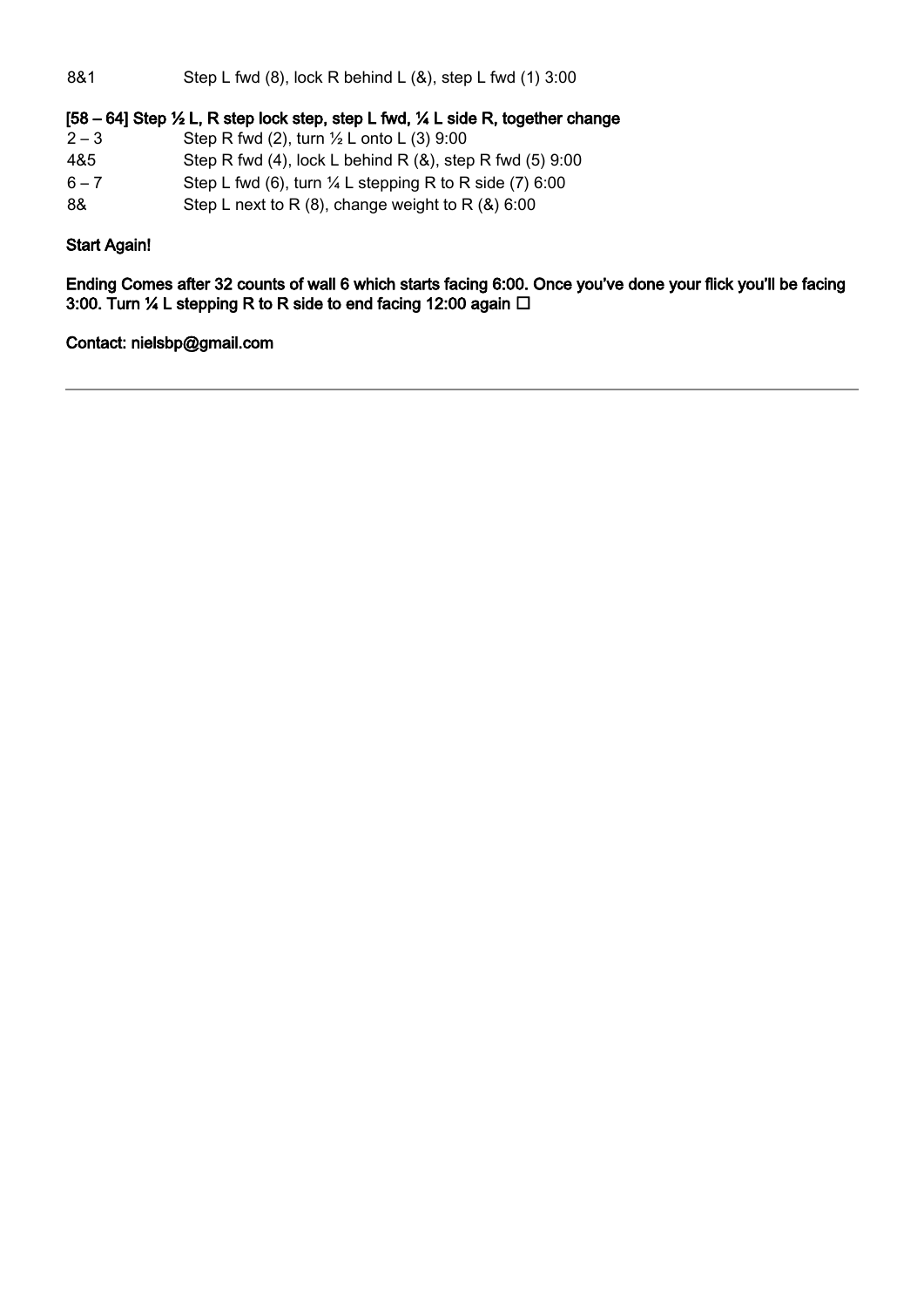8&1 Step L fwd (8), lock R behind L (&), step L fwd (1) 3:00

**[58 – 64] Step ½ L, R step lock step, step L fwd, ¼ L side R, together change**

2 – 3 Step R fwd (2), turn ½ L onto L (3) 9:00
4&5 Step R fwd (4), lock L behind R (&), step R fwd (5) 9:00
6 – 7 Step L fwd (6), turn ¼ L stepping R to R side (7) 6:00
8& Step L next to R (8), change weight to R (&) 6:00

**Start Again!**

**Ending Comes after 32 counts of wall 6 which starts facing 6:00. Once you've done your flick you'll be facing 3:00. Turn ¼ L stepping R to R side to end facing 12:00 again ☐**

**Contact: nielsbp@gmail.com**

---